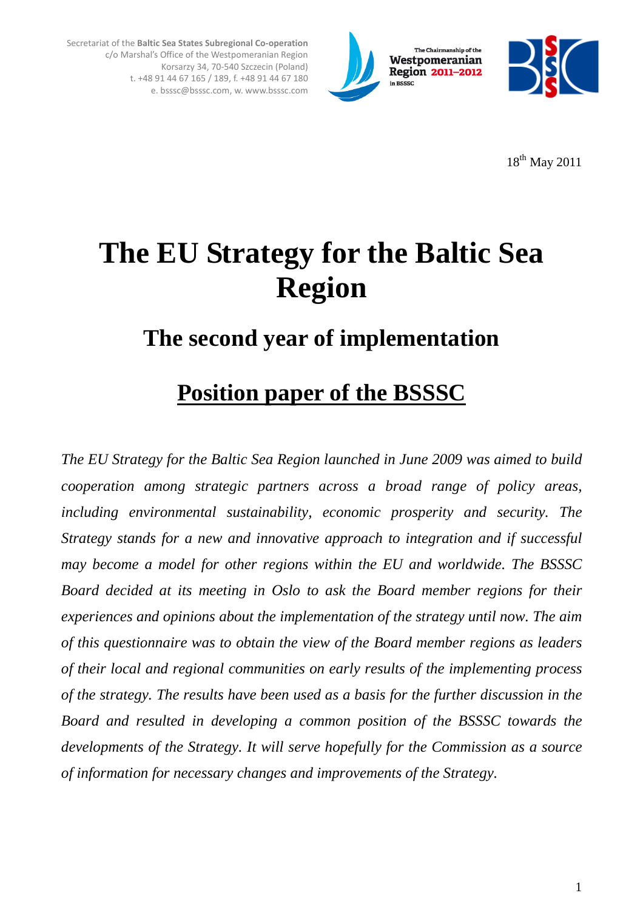Secretariat of the **Baltic Sea States Subregional Co-operation**
c/o Marshal's Office of the Westpomeranian Region
Korsarzy 34, 70-540 Szczecin (Poland)
t. +48 91 44 67 165 / 189, f. +48 91 44 67 180
e. bsssc@bsssc.com, w. www.bsssc.com

The Chairmanship of the Westpomeranian Region 2011–2012 in BSSSC

18th May 2011

# The EU Strategy for the Baltic Sea Region

## The second year of implementation

## Position paper of the BSSSC

*The EU Strategy for the Baltic Sea Region launched in June 2009 was aimed to build cooperation among strategic partners across a broad range of policy areas, including environmental sustainability, economic prosperity and security. The Strategy stands for a new and innovative approach to integration and if successful may become a model for other regions within the EU and worldwide. The BSSSC Board decided at its meeting in Oslo to ask the Board member regions for their experiences and opinions about the implementation of the strategy until now. The aim of this questionnaire was to obtain the view of the Board member regions as leaders of their local and regional communities on early results of the implementing process of the strategy. The results have been used as a basis for the further discussion in the Board and resulted in developing a common position of the BSSSC towards the developments of the Strategy. It will serve hopefully for the Commission as a source of information for necessary changes and improvements of the Strategy.*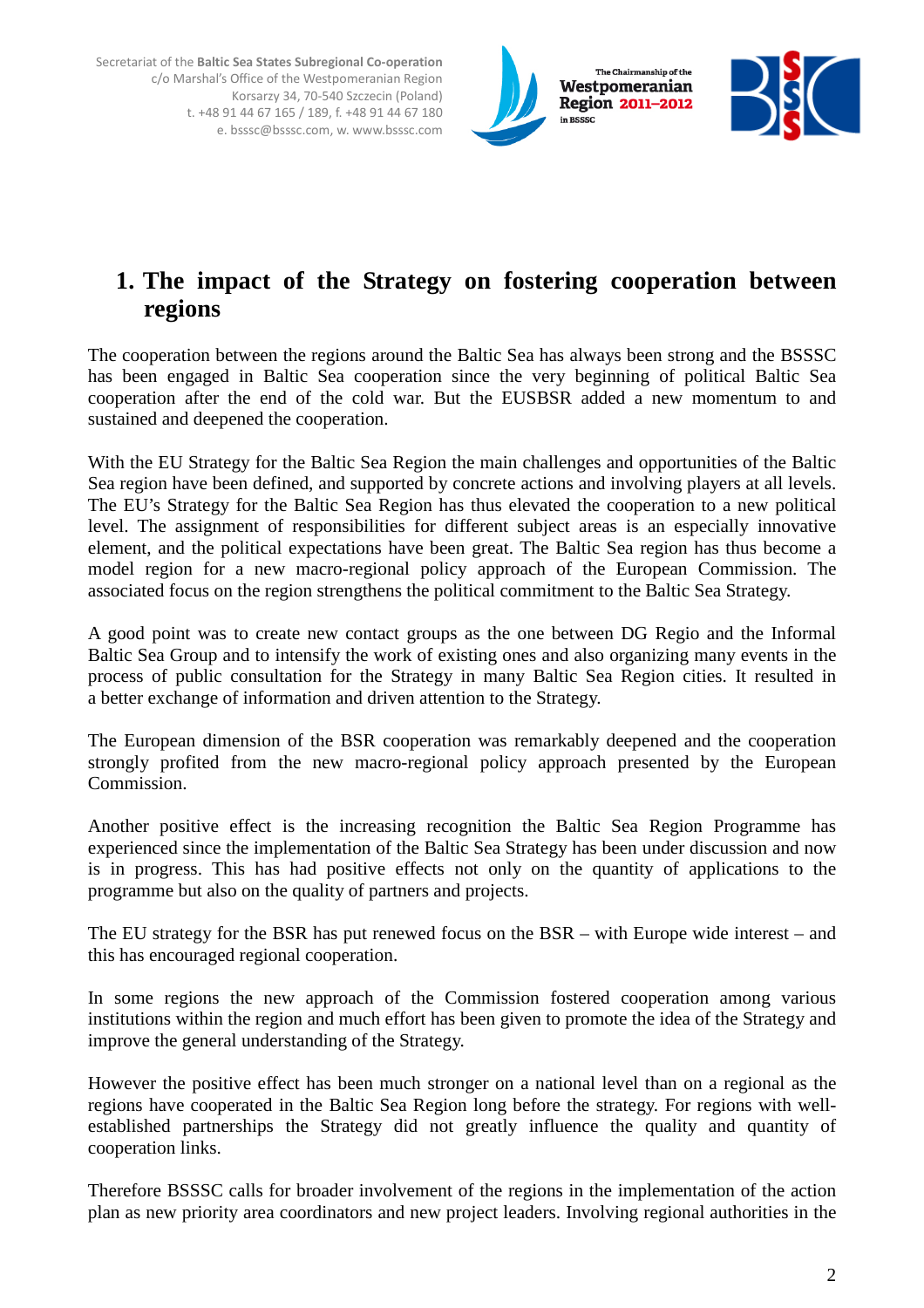## 1. The impact of the Strategy on fostering cooperation between regions

The cooperation between the regions around the Baltic Sea has always been strong and the BSSSC has been engaged in Baltic Sea cooperation since the very beginning of political Baltic Sea cooperation after the end of the cold war. But the EUSBSR added a new momentum to and sustained and deepened the cooperation.

With the EU Strategy for the Baltic Sea Region the main challenges and opportunities of the Baltic Sea region have been defined, and supported by concrete actions and involving players at all levels. The EU's Strategy for the Baltic Sea Region has thus elevated the cooperation to a new political level. The assignment of responsibilities for different subject areas is an especially innovative element, and the political expectations have been great. The Baltic Sea region has thus become a model region for a new macro-regional policy approach of the European Commission. The associated focus on the region strengthens the political commitment to the Baltic Sea Strategy.

A good point was to create new contact groups as the one between DG Regio and the Informal Baltic Sea Group and to intensify the work of existing ones and also organizing many events in the process of public consultation for the Strategy in many Baltic Sea Region cities. It resulted in a better exchange of information and driven attention to the Strategy.

The European dimension of the BSR cooperation was remarkably deepened and the cooperation strongly profited from the new macro-regional policy approach presented by the European Commission.

Another positive effect is the increasing recognition the Baltic Sea Region Programme has experienced since the implementation of the Baltic Sea Strategy has been under discussion and now is in progress. This has had positive effects not only on the quantity of applications to the programme but also on the quality of partners and projects.

The EU strategy for the BSR has put renewed focus on the BSR – with Europe wide interest – and this has encouraged regional cooperation.

In some regions the new approach of the Commission fostered cooperation among various institutions within the region and much effort has been given to promote the idea of the Strategy and improve the general understanding of the Strategy.

However the positive effect has been much stronger on a national level than on a regional as the regions have cooperated in the Baltic Sea Region long before the strategy. For regions with well-established partnerships the Strategy did not greatly influence the quality and quantity of cooperation links.

Therefore BSSSC calls for broader involvement of the regions in the implementation of the action plan as new priority area coordinators and new project leaders. Involving regional authorities in the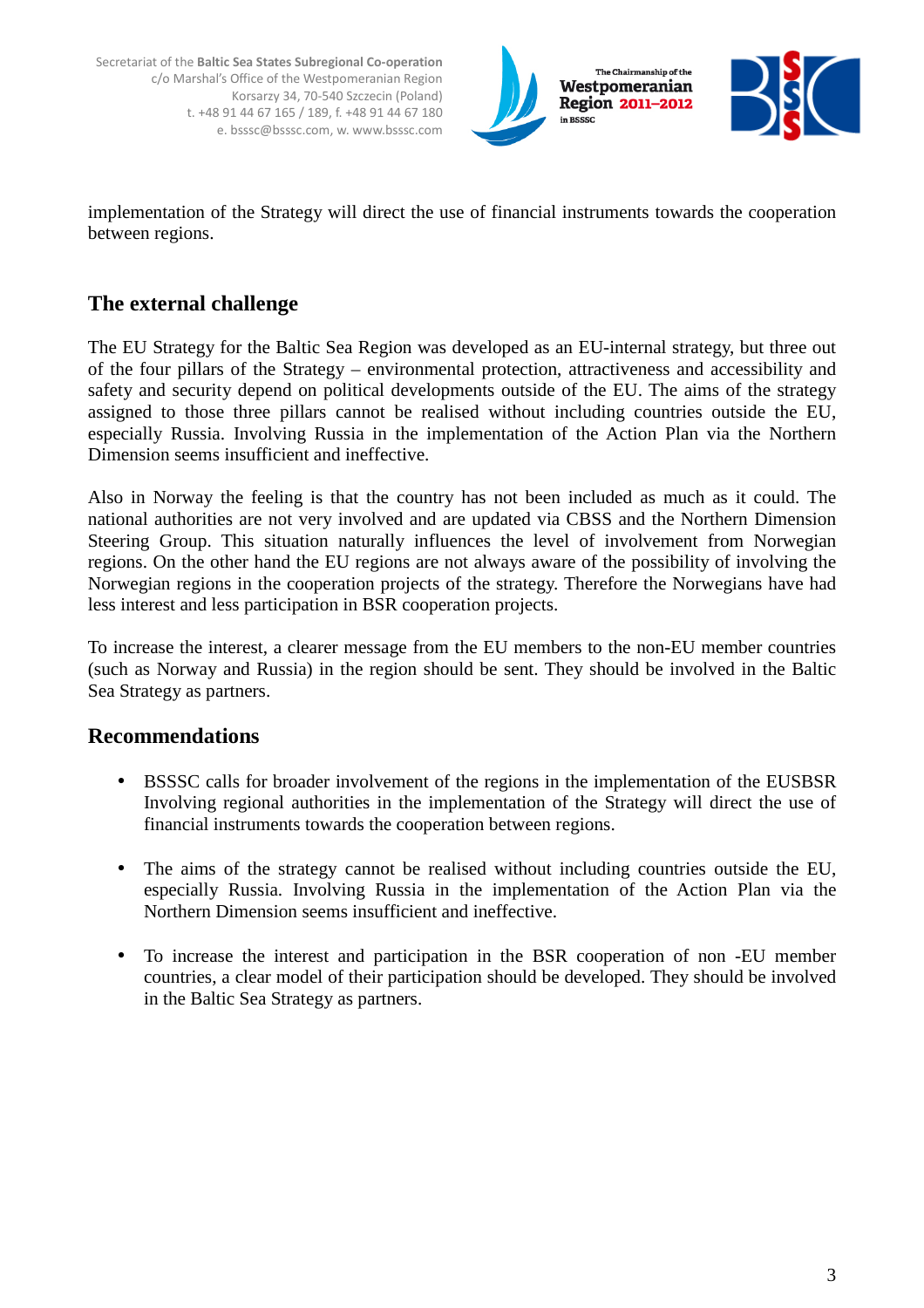implementation of the Strategy will direct the use of financial instruments towards the cooperation between regions.

## The external challenge

The EU Strategy for the Baltic Sea Region was developed as an EU-internal strategy, but three out of the four pillars of the Strategy – environmental protection, attractiveness and accessibility and safety and security depend on political developments outside of the EU. The aims of the strategy assigned to those three pillars cannot be realised without including countries outside the EU, especially Russia. Involving Russia in the implementation of the Action Plan via the Northern Dimension seems insufficient and ineffective.

Also in Norway the feeling is that the country has not been included as much as it could. The national authorities are not very involved and are updated via CBSS and the Northern Dimension Steering Group. This situation naturally influences the level of involvement from Norwegian regions. On the other hand the EU regions are not always aware of the possibility of involving the Norwegian regions in the cooperation projects of the strategy. Therefore the Norwegians have had less interest and less participation in BSR cooperation projects.

To increase the interest, a clearer message from the EU members to the non-EU member countries (such as Norway and Russia) in the region should be sent. They should be involved in the Baltic Sea Strategy as partners.

## Recommendations

- BSSSC calls for broader involvement of the regions in the implementation of the EUSBSR Involving regional authorities in the implementation of the Strategy will direct the use of financial instruments towards the cooperation between regions.

- The aims of the strategy cannot be realised without including countries outside the EU, especially Russia. Involving Russia in the implementation of the Action Plan via the Northern Dimension seems insufficient and ineffective.

- To increase the interest and participation in the BSR cooperation of non -EU member countries, a clear model of their participation should be developed. They should be involved in the Baltic Sea Strategy as partners.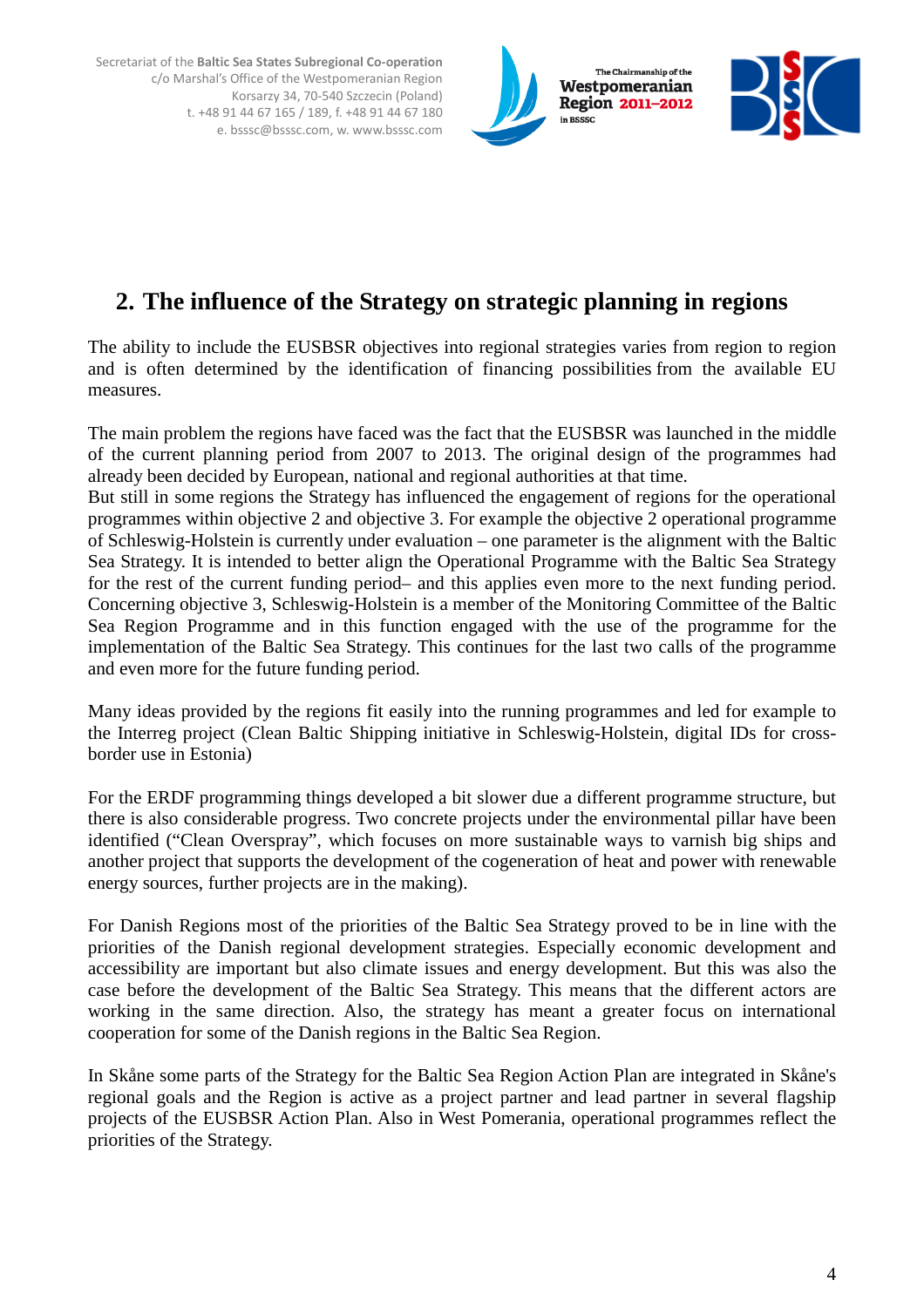## 2. The influence of the Strategy on strategic planning in regions

The ability to include the EUSBSR objectives into regional strategies varies from region to region and is often determined by the identification of financing possibilities from the available EU measures.

The main problem the regions have faced was the fact that the EUSBSR was launched in the middle of the current planning period from 2007 to 2013. The original design of the programmes had already been decided by European, national and regional authorities at that time.
But still in some regions the Strategy has influenced the engagement of regions for the operational programmes within objective 2 and objective 3. For example the objective 2 operational programme of Schleswig-Holstein is currently under evaluation – one parameter is the alignment with the Baltic Sea Strategy. It is intended to better align the Operational Programme with the Baltic Sea Strategy for the rest of the current funding period– and this applies even more to the next funding period. Concerning objective 3, Schleswig-Holstein is a member of the Monitoring Committee of the Baltic Sea Region Programme and in this function engaged with the use of the programme for the implementation of the Baltic Sea Strategy. This continues for the last two calls of the programme and even more for the future funding period.

Many ideas provided by the regions fit easily into the running programmes and led for example to the Interreg project (Clean Baltic Shipping initiative in Schleswig-Holstein, digital IDs for cross-border use in Estonia)

For the ERDF programming things developed a bit slower due a different programme structure, but there is also considerable progress. Two concrete projects under the environmental pillar have been identified ("Clean Overspray", which focuses on more sustainable ways to varnish big ships and another project that supports the development of the cogeneration of heat and power with renewable energy sources, further projects are in the making).

For Danish Regions most of the priorities of the Baltic Sea Strategy proved to be in line with the priorities of the Danish regional development strategies. Especially economic development and accessibility are important but also climate issues and energy development. But this was also the case before the development of the Baltic Sea Strategy. This means that the different actors are working in the same direction. Also, the strategy has meant a greater focus on international cooperation for some of the Danish regions in the Baltic Sea Region.

In Skåne some parts of the Strategy for the Baltic Sea Region Action Plan are integrated in Skåne's regional goals and the Region is active as a project partner and lead partner in several flagship projects of the EUSBSR Action Plan. Also in West Pomerania, operational programmes reflect the priorities of the Strategy.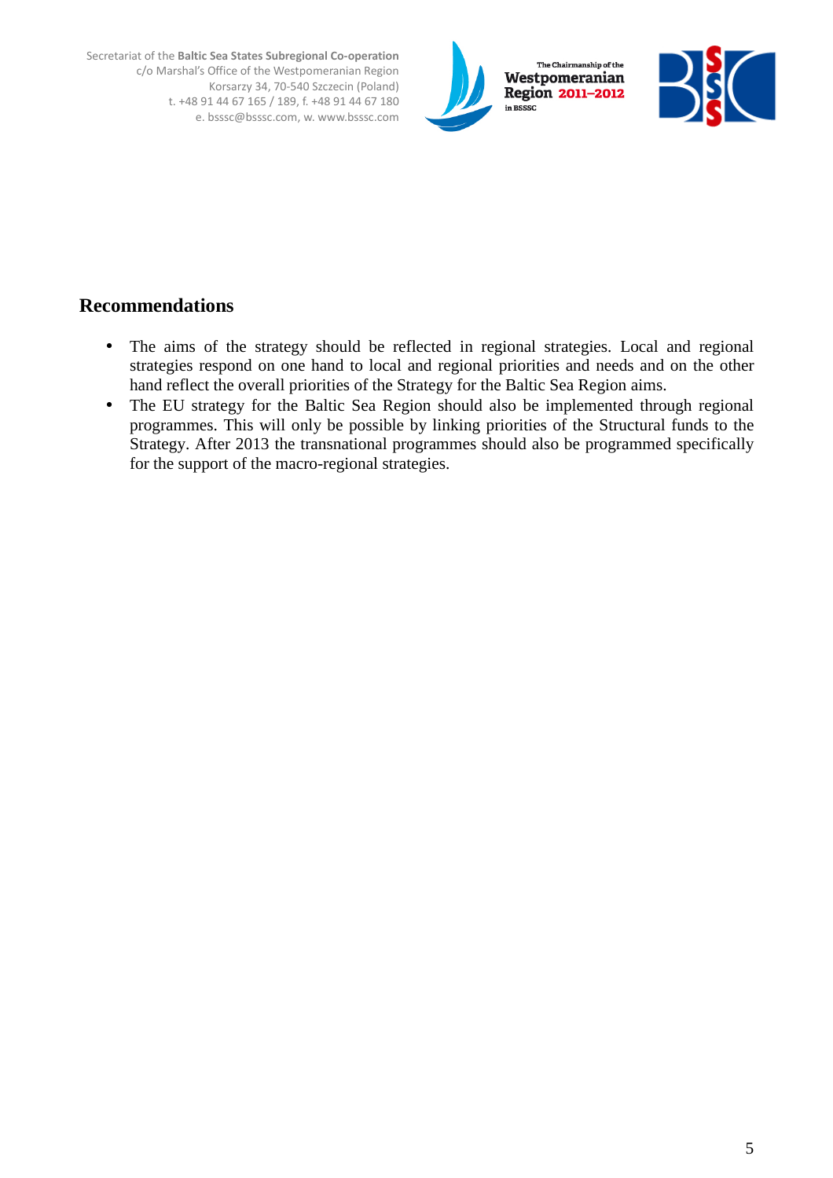## Recommendations

- The aims of the strategy should be reflected in regional strategies. Local and regional strategies respond on one hand to local and regional priorities and needs and on the other hand reflect the overall priorities of the Strategy for the Baltic Sea Region aims.
- The EU strategy for the Baltic Sea Region should also be implemented through regional programmes. This will only be possible by linking priorities of the Structural funds to the Strategy. After 2013 the transnational programmes should also be programmed specifically for the support of the macro-regional strategies.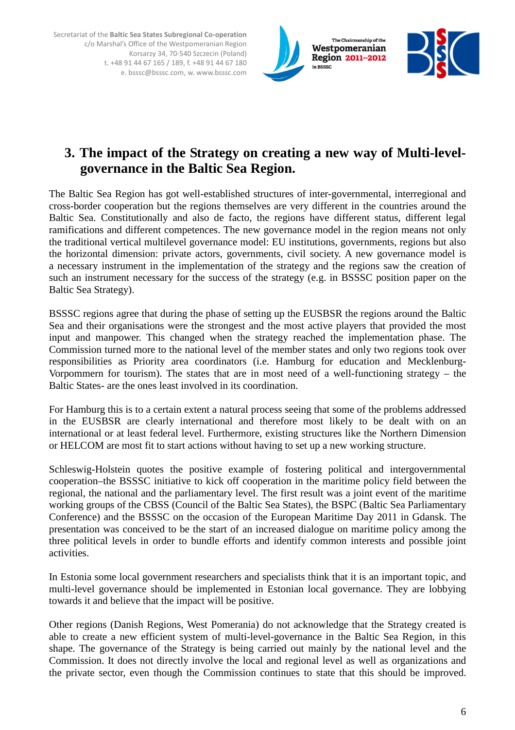## 3. The impact of the Strategy on creating a new way of Multi-level-governance in the Baltic Sea Region.

The Baltic Sea Region has got well-established structures of inter-governmental, interregional and cross-border cooperation but the regions themselves are very different in the countries around the Baltic Sea. Constitutionally and also de facto, the regions have different status, different legal ramifications and different competences. The new governance model in the region means not only the traditional vertical multilevel governance model: EU institutions, governments, regions but also the horizontal dimension: private actors, governments, civil society. A new governance model is a necessary instrument in the implementation of the strategy and the regions saw the creation of such an instrument necessary for the success of the strategy (e.g. in BSSSC position paper on the Baltic Sea Strategy).

BSSSC regions agree that during the phase of setting up the EUSBSR the regions around the Baltic Sea and their organisations were the strongest and the most active players that provided the most input and manpower. This changed when the strategy reached the implementation phase. The Commission turned more to the national level of the member states and only two regions took over responsibilities as Priority area coordinators (i.e. Hamburg for education and Mecklenburg-Vorpommern for tourism). The states that are in most need of a well-functioning strategy – the Baltic States- are the ones least involved in its coordination.

For Hamburg this is to a certain extent a natural process seeing that some of the problems addressed in the EUSBSR are clearly international and therefore most likely to be dealt with on an international or at least federal level. Furthermore, existing structures like the Northern Dimension or HELCOM are most fit to start actions without having to set up a new working structure.

Schleswig-Holstein quotes the positive example of fostering political and intergovernmental cooperation–the BSSSC initiative to kick off cooperation in the maritime policy field between the regional, the national and the parliamentary level. The first result was a joint event of the maritime working groups of the CBSS (Council of the Baltic Sea States), the BSPC (Baltic Sea Parliamentary Conference) and the BSSSC on the occasion of the European Maritime Day 2011 in Gdansk. The presentation was conceived to be the start of an increased dialogue on maritime policy among the three political levels in order to bundle efforts and identify common interests and possible joint activities.

In Estonia some local government researchers and specialists think that it is an important topic, and multi-level governance should be implemented in Estonian local governance. They are lobbying towards it and believe that the impact will be positive.

Other regions (Danish Regions, West Pomerania) do not acknowledge that the Strategy created is able to create a new efficient system of multi-level-governance in the Baltic Sea Region, in this shape. The governance of the Strategy is being carried out mainly by the national level and the Commission. It does not directly involve the local and regional level as well as organizations and the private sector, even though the Commission continues to state that this should be improved.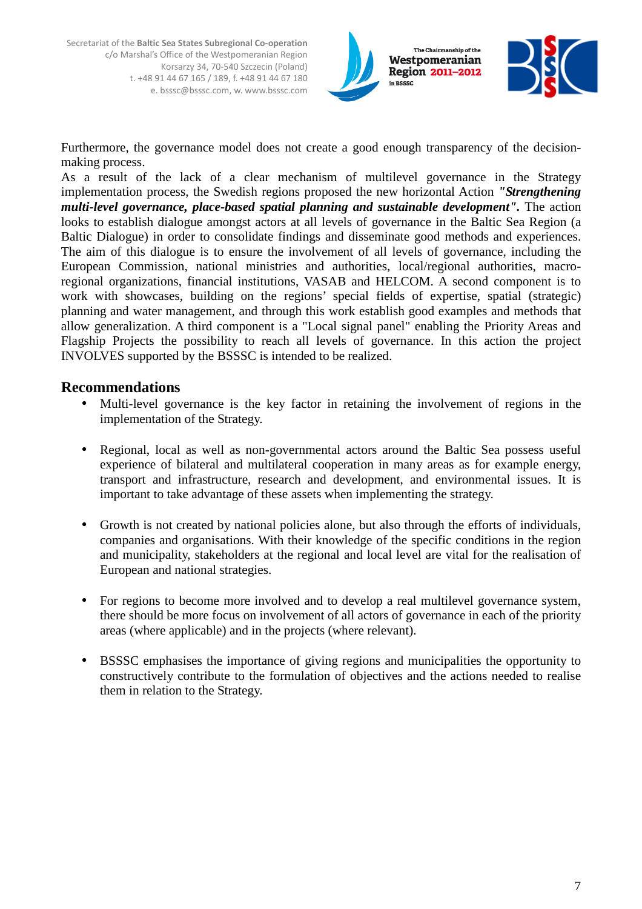Furthermore, the governance model does not create a good enough transparency of the decision-making process.

As a result of the lack of a clear mechanism of multilevel governance in the Strategy implementation process, the Swedish regions proposed the new horizontal Action ***"Strengthening multi-level governance, place-based spatial planning and sustainable development".*** The action looks to establish dialogue amongst actors at all levels of governance in the Baltic Sea Region (a Baltic Dialogue) in order to consolidate findings and disseminate good methods and experiences. The aim of this dialogue is to ensure the involvement of all levels of governance, including the European Commission, national ministries and authorities, local/regional authorities, macro-regional organizations, financial institutions, VASAB and HELCOM. A second component is to work with showcases, building on the regions' special fields of expertise, spatial (strategic) planning and water management, and through this work establish good examples and methods that allow generalization. A third component is a "Local signal panel" enabling the Priority Areas and Flagship Projects the possibility to reach all levels of governance. In this action the project INVOLVES supported by the BSSSC is intended to be realized.

## Recommendations

- Multi-level governance is the key factor in retaining the involvement of regions in the implementation of the Strategy.
- Regional, local as well as non-governmental actors around the Baltic Sea possess useful experience of bilateral and multilateral cooperation in many areas as for example energy, transport and infrastructure, research and development, and environmental issues. It is important to take advantage of these assets when implementing the strategy.
- Growth is not created by national policies alone, but also through the efforts of individuals, companies and organisations. With their knowledge of the specific conditions in the region and municipality, stakeholders at the regional and local level are vital for the realisation of European and national strategies.
- For regions to become more involved and to develop a real multilevel governance system, there should be more focus on involvement of all actors of governance in each of the priority areas (where applicable) and in the projects (where relevant).
- BSSSC emphasises the importance of giving regions and municipalities the opportunity to constructively contribute to the formulation of objectives and the actions needed to realise them in relation to the Strategy.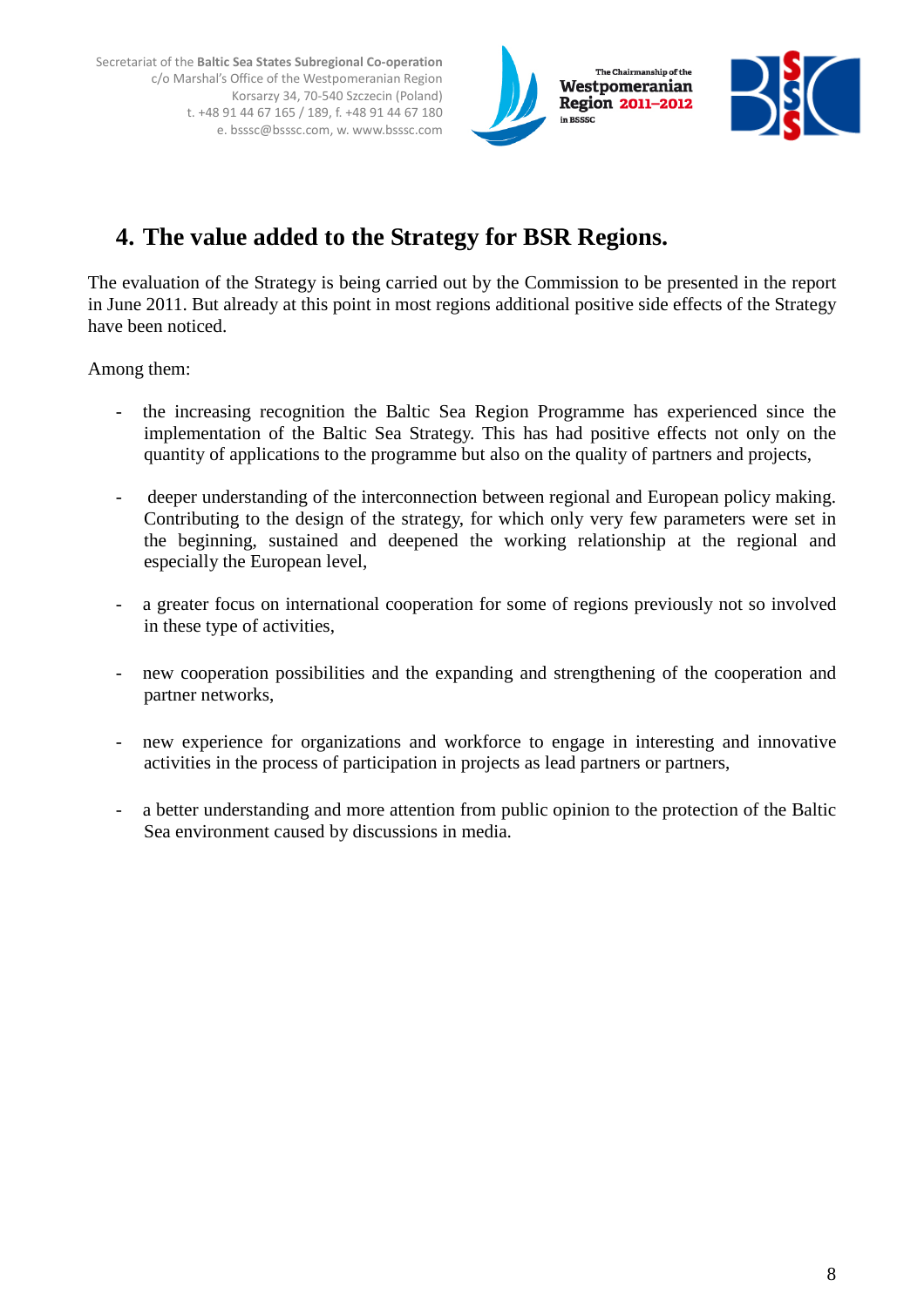## 4. The value added to the Strategy for BSR Regions.

The evaluation of the Strategy is being carried out by the Commission to be presented in the report in June 2011. But already at this point in most regions additional positive side effects of the Strategy have been noticed.

Among them:

- the increasing recognition the Baltic Sea Region Programme has experienced since the implementation of the Baltic Sea Strategy. This has had positive effects not only on the quantity of applications to the programme but also on the quality of partners and projects,

- deeper understanding of the interconnection between regional and European policy making. Contributing to the design of the strategy, for which only very few parameters were set in the beginning, sustained and deepened the working relationship at the regional and especially the European level,

- a greater focus on international cooperation for some of regions previously not so involved in these type of activities,

- new cooperation possibilities and the expanding and strengthening of the cooperation and partner networks,

- new experience for organizations and workforce to engage in interesting and innovative activities in the process of participation in projects as lead partners or partners,

- a better understanding and more attention from public opinion to the protection of the Baltic Sea environment caused by discussions in media.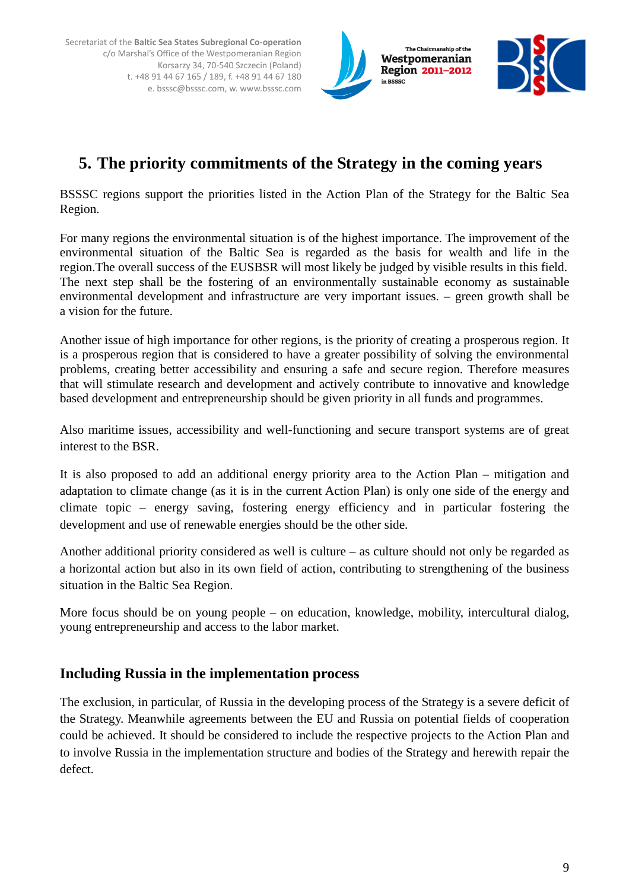## 5. The priority commitments of the Strategy in the coming years

BSSSC regions support the priorities listed in the Action Plan of the Strategy for the Baltic Sea Region.

For many regions the environmental situation is of the highest importance. The improvement of the environmental situation of the Baltic Sea is regarded as the basis for wealth and life in the region.The overall success of the EUSBSR will most likely be judged by visible results in this field. The next step shall be the fostering of an environmentally sustainable economy as sustainable environmental development and infrastructure are very important issues. – green growth shall be a vision for the future.

Another issue of high importance for other regions, is the priority of creating a prosperous region. It is a prosperous region that is considered to have a greater possibility of solving the environmental problems, creating better accessibility and ensuring a safe and secure region. Therefore measures that will stimulate research and development and actively contribute to innovative and knowledge based development and entrepreneurship should be given priority in all funds and programmes.

Also maritime issues, accessibility and well-functioning and secure transport systems are of great interest to the BSR.

It is also proposed to add an additional energy priority area to the Action Plan – mitigation and adaptation to climate change (as it is in the current Action Plan) is only one side of the energy and climate topic – energy saving, fostering energy efficiency and in particular fostering the development and use of renewable energies should be the other side.

Another additional priority considered as well is culture – as culture should not only be regarded as a horizontal action but also in its own field of action, contributing to strengthening of the business situation in the Baltic Sea Region.

More focus should be on young people – on education, knowledge, mobility, intercultural dialog, young entrepreneurship and access to the labor market.

### Including Russia in the implementation process

The exclusion, in particular, of Russia in the developing process of the Strategy is a severe deficit of the Strategy. Meanwhile agreements between the EU and Russia on potential fields of cooperation could be achieved. It should be considered to include the respective projects to the Action Plan and to involve Russia in the implementation structure and bodies of the Strategy and herewith repair the defect.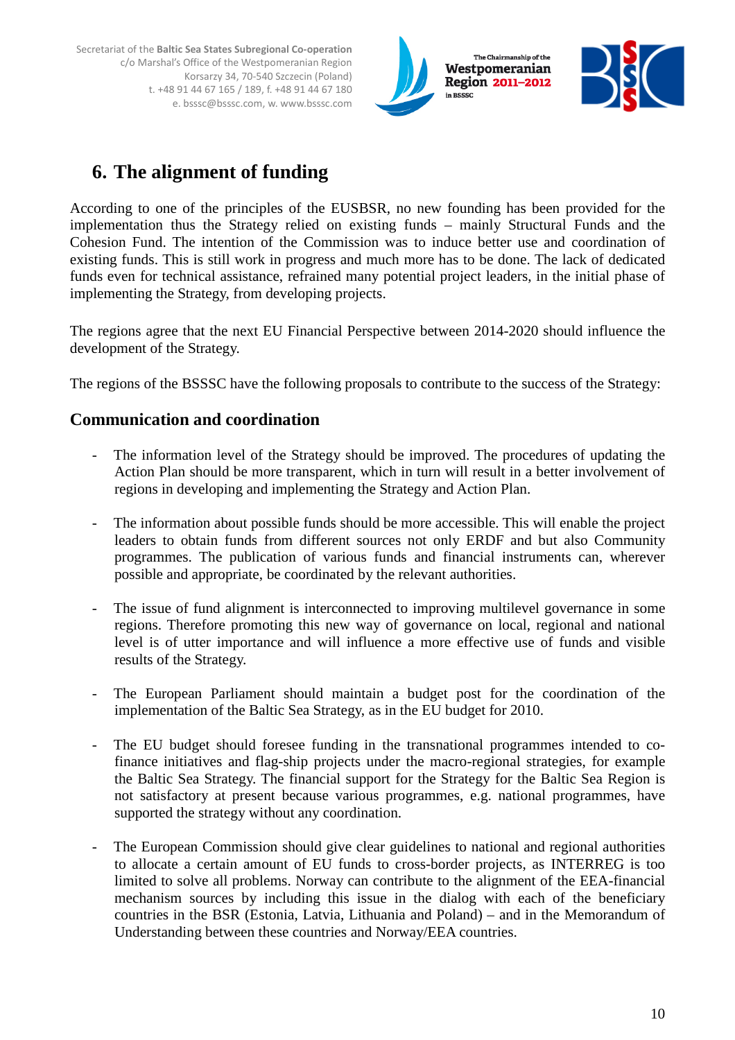## 6. The alignment of funding

According to one of the principles of the EUSBSR, no new founding has been provided for the implementation thus the Strategy relied on existing funds – mainly Structural Funds and the Cohesion Fund. The intention of the Commission was to induce better use and coordination of existing funds. This is still work in progress and much more has to be done. The lack of dedicated funds even for technical assistance, refrained many potential project leaders, in the initial phase of implementing the Strategy, from developing projects.

The regions agree that the next EU Financial Perspective between 2014-2020 should influence the development of the Strategy.

The regions of the BSSSC have the following proposals to contribute to the success of the Strategy:

### Communication and coordination

- The information level of the Strategy should be improved. The procedures of updating the Action Plan should be more transparent, which in turn will result in a better involvement of regions in developing and implementing the Strategy and Action Plan.

- The information about possible funds should be more accessible. This will enable the project leaders to obtain funds from different sources not only ERDF and but also Community programmes. The publication of various funds and financial instruments can, wherever possible and appropriate, be coordinated by the relevant authorities.

- The issue of fund alignment is interconnected to improving multilevel governance in some regions. Therefore promoting this new way of governance on local, regional and national level is of utter importance and will influence a more effective use of funds and visible results of the Strategy.

- The European Parliament should maintain a budget post for the coordination of the implementation of the Baltic Sea Strategy, as in the EU budget for 2010.

- The EU budget should foresee funding in the transnational programmes intended to co-finance initiatives and flag-ship projects under the macro-regional strategies, for example the Baltic Sea Strategy. The financial support for the Strategy for the Baltic Sea Region is not satisfactory at present because various programmes, e.g. national programmes, have supported the strategy without any coordination.

- The European Commission should give clear guidelines to national and regional authorities to allocate a certain amount of EU funds to cross-border projects, as INTERREG is too limited to solve all problems. Norway can contribute to the alignment of the EEA-financial mechanism sources by including this issue in the dialog with each of the beneficiary countries in the BSR (Estonia, Latvia, Lithuania and Poland) – and in the Memorandum of Understanding between these countries and Norway/EEA countries.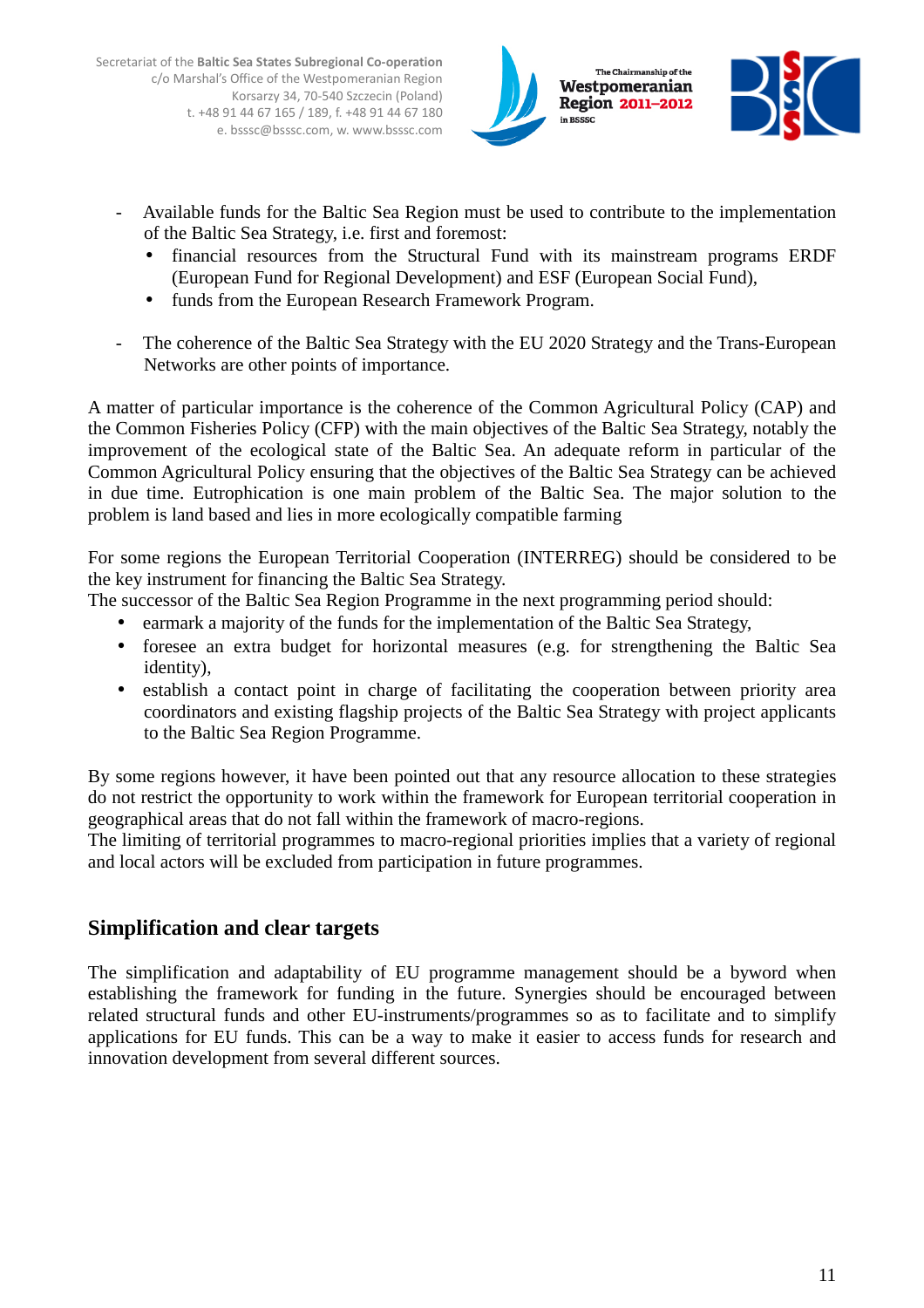- Available funds for the Baltic Sea Region must be used to contribute to the implementation of the Baltic Sea Strategy, i.e. first and foremost:
  - financial resources from the Structural Fund with its mainstream programs ERDF (European Fund for Regional Development) and ESF (European Social Fund),
  - funds from the European Research Framework Program.

- The coherence of the Baltic Sea Strategy with the EU 2020 Strategy and the Trans-European Networks are other points of importance.

A matter of particular importance is the coherence of the Common Agricultural Policy (CAP) and the Common Fisheries Policy (CFP) with the main objectives of the Baltic Sea Strategy, notably the improvement of the ecological state of the Baltic Sea. An adequate reform in particular of the Common Agricultural Policy ensuring that the objectives of the Baltic Sea Strategy can be achieved in due time. Eutrophication is one main problem of the Baltic Sea. The major solution to the problem is land based and lies in more ecologically compatible farming

For some regions the European Territorial Cooperation (INTERREG) should be considered to be the key instrument for financing the Baltic Sea Strategy.
The successor of the Baltic Sea Region Programme in the next programming period should:

- earmark a majority of the funds for the implementation of the Baltic Sea Strategy,
- foresee an extra budget for horizontal measures (e.g. for strengthening the Baltic Sea identity),
- establish a contact point in charge of facilitating the cooperation between priority area coordinators and existing flagship projects of the Baltic Sea Strategy with project applicants to the Baltic Sea Region Programme.

By some regions however, it have been pointed out that any resource allocation to these strategies do not restrict the opportunity to work within the framework for European territorial cooperation in geographical areas that do not fall within the framework of macro-regions.
The limiting of territorial programmes to macro-regional priorities implies that a variety of regional and local actors will be excluded from participation in future programmes.

## Simplification and clear targets

The simplification and adaptability of EU programme management should be a byword when establishing the framework for funding in the future. Synergies should be encouraged between related structural funds and other EU-instruments/programmes so as to facilitate and to simplify applications for EU funds. This can be a way to make it easier to access funds for research and innovation development from several different sources.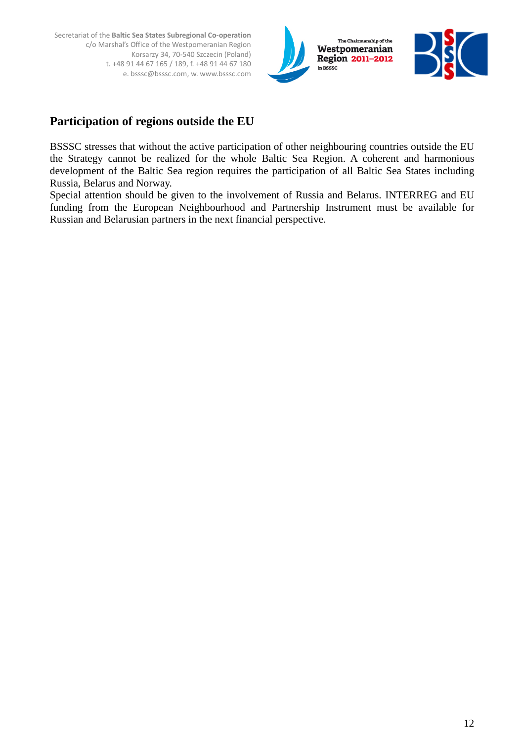## Participation of regions outside the EU

BSSSC stresses that without the active participation of other neighbouring countries outside the EU the Strategy cannot be realized for the whole Baltic Sea Region. A coherent and harmonious development of the Baltic Sea region requires the participation of all Baltic Sea States including Russia, Belarus and Norway.

Special attention should be given to the involvement of Russia and Belarus. INTERREG and EU funding from the European Neighbourhood and Partnership Instrument must be available for Russian and Belarusian partners in the next financial perspective.